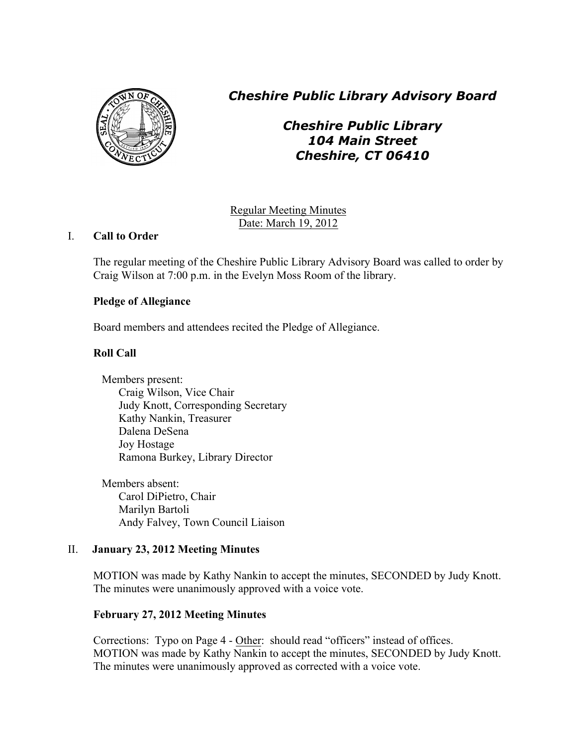# *Cheshire Public Library Advisory Board*

## *Cheshire Public Library*
## *104 Main Street*
## *Cheshire, CT 06410*

Regular Meeting Minutes
Date: March 19, 2012

## I. Call to Order

The regular meeting of the Cheshire Public Library Advisory Board was called to order by Craig Wilson at 7:00 p.m. in the Evelyn Moss Room of the library.

### Pledge of Allegiance

Board members and attendees recited the Pledge of Allegiance.

### Roll Call

Members present:
- Craig Wilson, Vice Chair
- Judy Knott, Corresponding Secretary
- Kathy Nankin, Treasurer
- Dalena DeSena
- Joy Hostage
- Ramona Burkey, Library Director

Members absent:
- Carol DiPietro, Chair
- Marilyn Bartoli
- Andy Falvey, Town Council Liaison

## II. January 23, 2012 Meeting Minutes

MOTION was made by Kathy Nankin to accept the minutes, SECONDED by Judy Knott. The minutes were unanimously approved with a voice vote.

### February 27, 2012 Meeting Minutes

Corrections: Typo on Page 4 - Other: should read "officers" instead of offices.
MOTION was made by Kathy Nankin to accept the minutes, SECONDED by Judy Knott. The minutes were unanimously approved as corrected with a voice vote.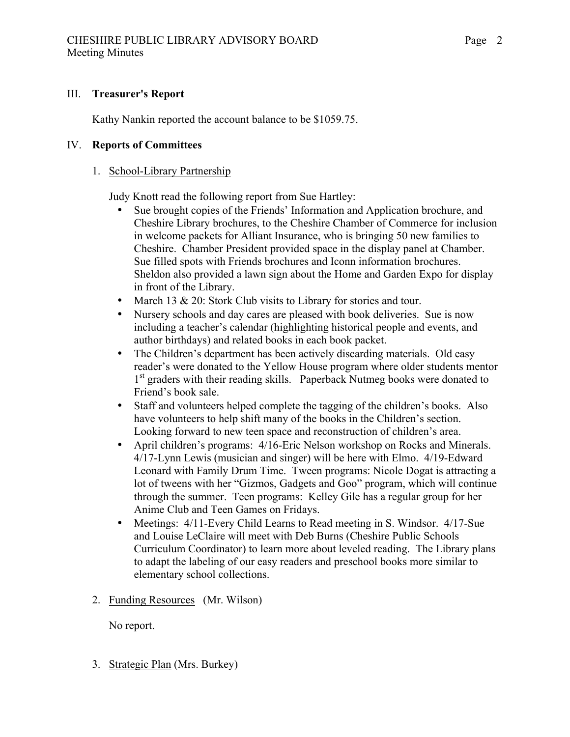## III. **Treasurer's Report**

Kathy Nankin reported the account balance to be $1059.75.

## IV. **Reports of Committees**

1. School-Library Partnership

   Judy Knott read the following report from Sue Hartley:

   - Sue brought copies of the Friends' Information and Application brochure, and Cheshire Library brochures, to the Cheshire Chamber of Commerce for inclusion in welcome packets for Alliant Insurance, who is bringing 50 new families to Cheshire. Chamber President provided space in the display panel at Chamber. Sue filled spots with Friends brochures and Iconn information brochures. Sheldon also provided a lawn sign about the Home and Garden Expo for display in front of the Library.
   - March 13 & 20: Stork Club visits to Library for stories and tour.
   - Nursery schools and day cares are pleased with book deliveries. Sue is now including a teacher's calendar (highlighting historical people and events, and author birthdays) and related books in each book packet.
   - The Children's department has been actively discarding materials. Old easy reader's were donated to the Yellow House program where older students mentor 1st graders with their reading skills. Paperback Nutmeg books were donated to Friend's book sale.
   - Staff and volunteers helped complete the tagging of the children's books. Also have volunteers to help shift many of the books in the Children's section. Looking forward to new teen space and reconstruction of children's area.
   - April children's programs: 4/16-Eric Nelson workshop on Rocks and Minerals. 4/17-Lynn Lewis (musician and singer) will be here with Elmo. 4/19-Edward Leonard with Family Drum Time. Tween programs: Nicole Dogat is attracting a lot of tweens with her "Gizmos, Gadgets and Goo" program, which will continue through the summer. Teen programs: Kelley Gile has a regular group for her Anime Club and Teen Games on Fridays.
   - Meetings: 4/11-Every Child Learns to Read meeting in S. Windsor. 4/17-Sue and Louise LeClaire will meet with Deb Burns (Cheshire Public Schools Curriculum Coordinator) to learn more about leveled reading. The Library plans to adapt the labeling of our easy readers and preschool books more similar to elementary school collections.

2. Funding Resources (Mr. Wilson)

   No report.

3. Strategic Plan (Mrs. Burkey)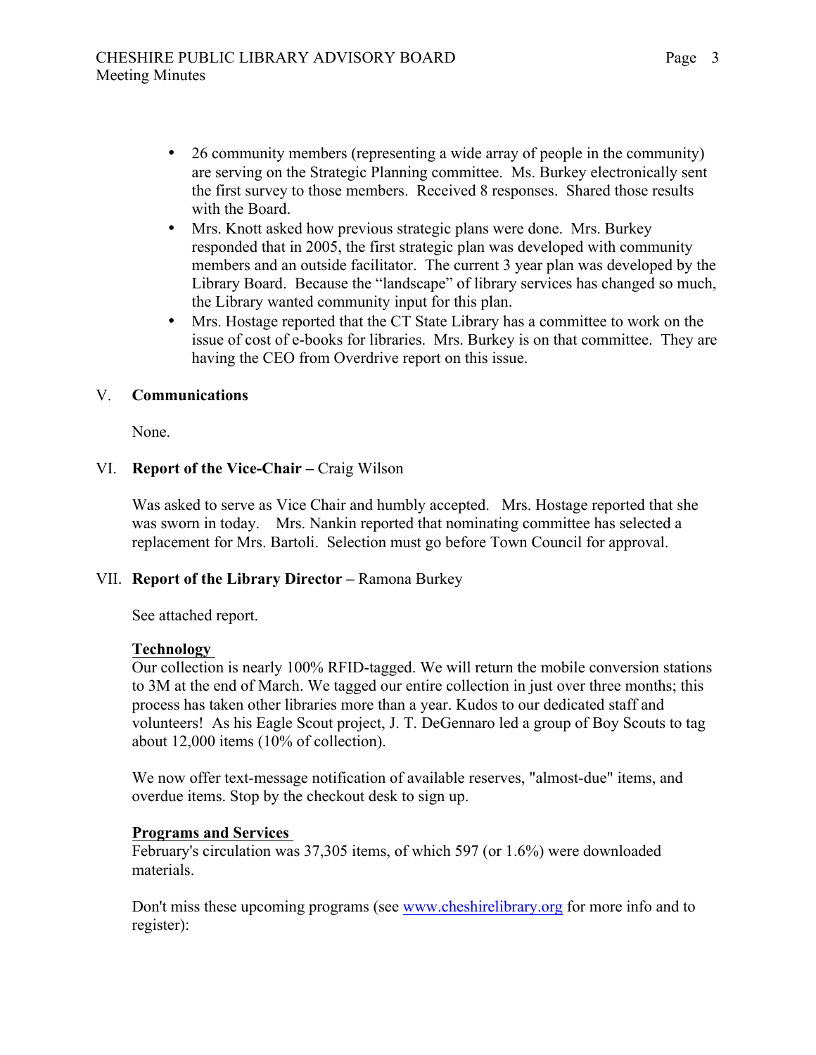- 26 community members (representing a wide array of people in the community) are serving on the Strategic Planning committee. Ms. Burkey electronically sent the first survey to those members. Received 8 responses. Shared those results with the Board.
- Mrs. Knott asked how previous strategic plans were done. Mrs. Burkey responded that in 2005, the first strategic plan was developed with community members and an outside facilitator. The current 3 year plan was developed by the Library Board. Because the "landscape" of library services has changed so much, the Library wanted community input for this plan.
- Mrs. Hostage reported that the CT State Library has a committee to work on the issue of cost of e-books for libraries. Mrs. Burkey is on that committee. They are having the CEO from Overdrive report on this issue.

## V. **Communications**

None.

## VI. **Report of the Vice-Chair –** Craig Wilson

Was asked to serve as Vice Chair and humbly accepted. Mrs. Hostage reported that she was sworn in today. Mrs. Nankin reported that nominating committee has selected a replacement for Mrs. Bartoli. Selection must go before Town Council for approval.

## VII. **Report of the Library Director –** Ramona Burkey

See attached report.

**Technology**

Our collection is nearly 100% RFID-tagged. We will return the mobile conversion stations to 3M at the end of March. We tagged our entire collection in just over three months; this process has taken other libraries more than a year. Kudos to our dedicated staff and volunteers! As his Eagle Scout project, J. T. DeGennaro led a group of Boy Scouts to tag about 12,000 items (10% of collection).

We now offer text-message notification of available reserves, "almost-due" items, and overdue items. Stop by the checkout desk to sign up.

**Programs and Services**

February's circulation was 37,305 items, of which 597 (or 1.6%) were downloaded materials.

Don't miss these upcoming programs (see www.cheshirelibrary.org for more info and to register):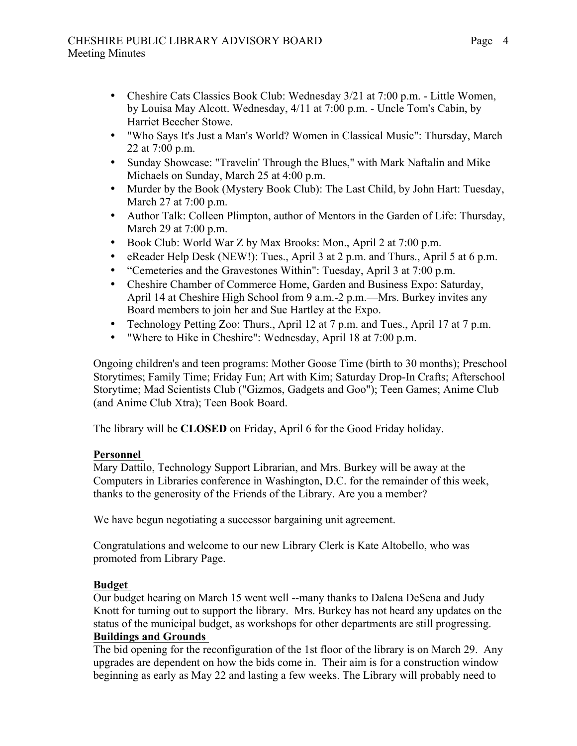- Cheshire Cats Classics Book Club: Wednesday 3/21 at 7:00 p.m. - Little Women, by Louisa May Alcott. Wednesday, 4/11 at 7:00 p.m. - Uncle Tom's Cabin, by Harriet Beecher Stowe.
- "Who Says It's Just a Man's World? Women in Classical Music": Thursday, March 22 at 7:00 p.m.
- Sunday Showcase: "Travelin' Through the Blues," with Mark Naftalin and Mike Michaels on Sunday, March 25 at 4:00 p.m.
- Murder by the Book (Mystery Book Club): The Last Child, by John Hart: Tuesday, March 27 at 7:00 p.m.
- Author Talk: Colleen Plimpton, author of Mentors in the Garden of Life: Thursday, March 29 at 7:00 p.m.
- Book Club: World War Z by Max Brooks: Mon., April 2 at 7:00 p.m.
- eReader Help Desk (NEW!): Tues., April 3 at 2 p.m. and Thurs., April 5 at 6 p.m.
- "Cemeteries and the Gravestones Within": Tuesday, April 3 at 7:00 p.m.
- Cheshire Chamber of Commerce Home, Garden and Business Expo: Saturday, April 14 at Cheshire High School from 9 a.m.-2 p.m.—Mrs. Burkey invites any Board members to join her and Sue Hartley at the Expo.
- Technology Petting Zoo: Thurs., April 12 at 7 p.m. and Tues., April 17 at 7 p.m.
- "Where to Hike in Cheshire": Wednesday, April 18 at 7:00 p.m.

Ongoing children's and teen programs: Mother Goose Time (birth to 30 months); Preschool Storytimes; Family Time; Friday Fun; Art with Kim; Saturday Drop-In Crafts; Afterschool Storytime; Mad Scientists Club ("Gizmos, Gadgets and Goo"); Teen Games; Anime Club (and Anime Club Xtra); Teen Book Board.

The library will be **CLOSED** on Friday, April 6 for the Good Friday holiday.

**Personnel**

Mary Dattilo, Technology Support Librarian, and Mrs. Burkey will be away at the Computers in Libraries conference in Washington, D.C. for the remainder of this week, thanks to the generosity of the Friends of the Library. Are you a member?

We have begun negotiating a successor bargaining unit agreement.

Congratulations and welcome to our new Library Clerk is Kate Altobello, who was promoted from Library Page.

**Budget**

Our budget hearing on March 15 went well --many thanks to Dalena DeSena and Judy Knott for turning out to support the library. Mrs. Burkey has not heard any updates on the status of the municipal budget, as workshops for other departments are still progressing.

**Buildings and Grounds**

The bid opening for the reconfiguration of the 1st floor of the library is on March 29. Any upgrades are dependent on how the bids come in. Their aim is for a construction window beginning as early as May 22 and lasting a few weeks. The Library will probably need to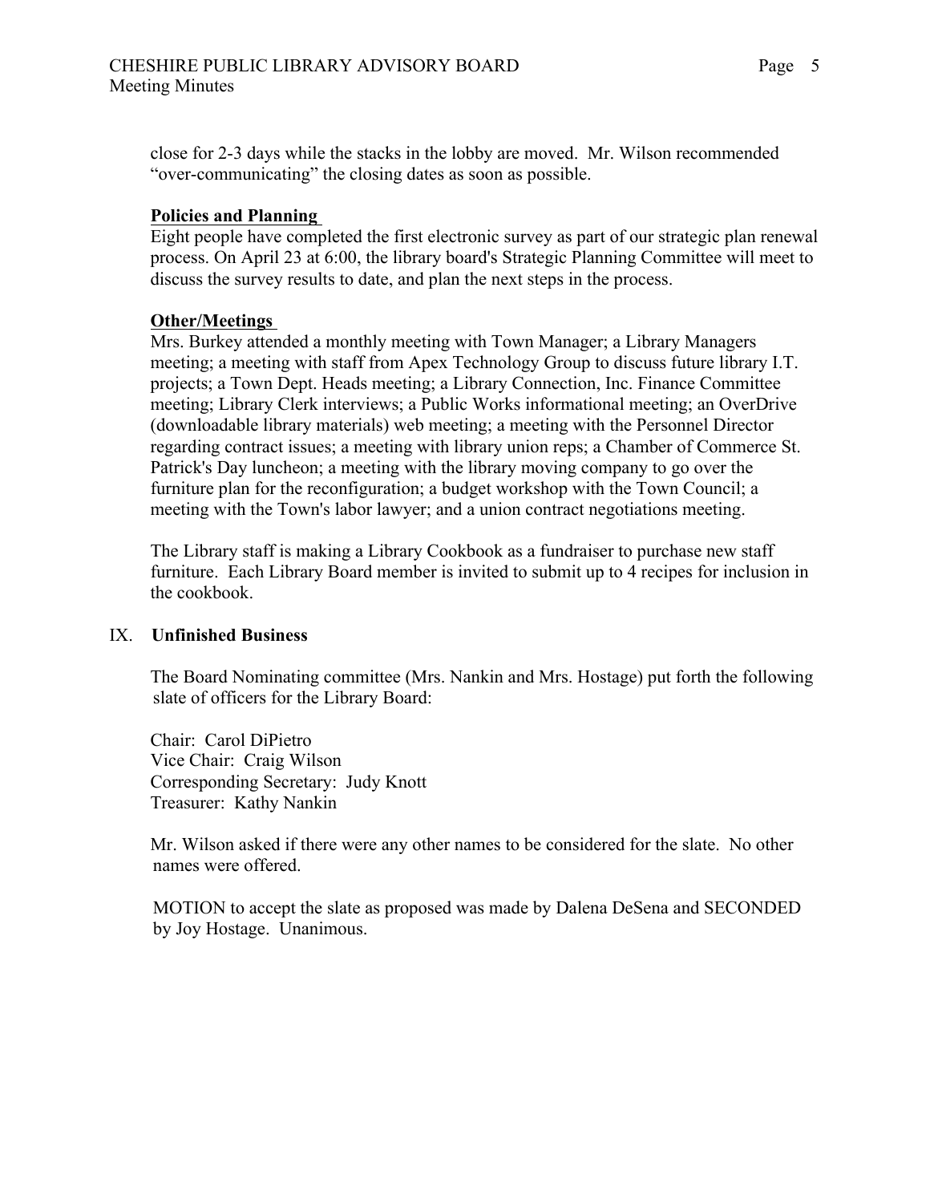close for 2-3 days while the stacks in the lobby are moved. Mr. Wilson recommended "over-communicating" the closing dates as soon as possible.

**Policies and Planning**

Eight people have completed the first electronic survey as part of our strategic plan renewal process. On April 23 at 6:00, the library board's Strategic Planning Committee will meet to discuss the survey results to date, and plan the next steps in the process.

**Other/Meetings**

Mrs. Burkey attended a monthly meeting with Town Manager; a Library Managers meeting; a meeting with staff from Apex Technology Group to discuss future library I.T. projects; a Town Dept. Heads meeting; a Library Connection, Inc. Finance Committee meeting; Library Clerk interviews; a Public Works informational meeting; an OverDrive (downloadable library materials) web meeting; a meeting with the Personnel Director regarding contract issues; a meeting with library union reps; a Chamber of Commerce St. Patrick's Day luncheon; a meeting with the library moving company to go over the furniture plan for the reconfiguration; a budget workshop with the Town Council; a meeting with the Town's labor lawyer; and a union contract negotiations meeting.

The Library staff is making a Library Cookbook as a fundraiser to purchase new staff furniture. Each Library Board member is invited to submit up to 4 recipes for inclusion in the cookbook.

## IX. Unfinished Business

The Board Nominating committee (Mrs. Nankin and Mrs. Hostage) put forth the following slate of officers for the Library Board:

Chair: Carol DiPietro
Vice Chair: Craig Wilson
Corresponding Secretary: Judy Knott
Treasurer: Kathy Nankin

Mr. Wilson asked if there were any other names to be considered for the slate. No other names were offered.

MOTION to accept the slate as proposed was made by Dalena DeSena and SECONDED by Joy Hostage. Unanimous.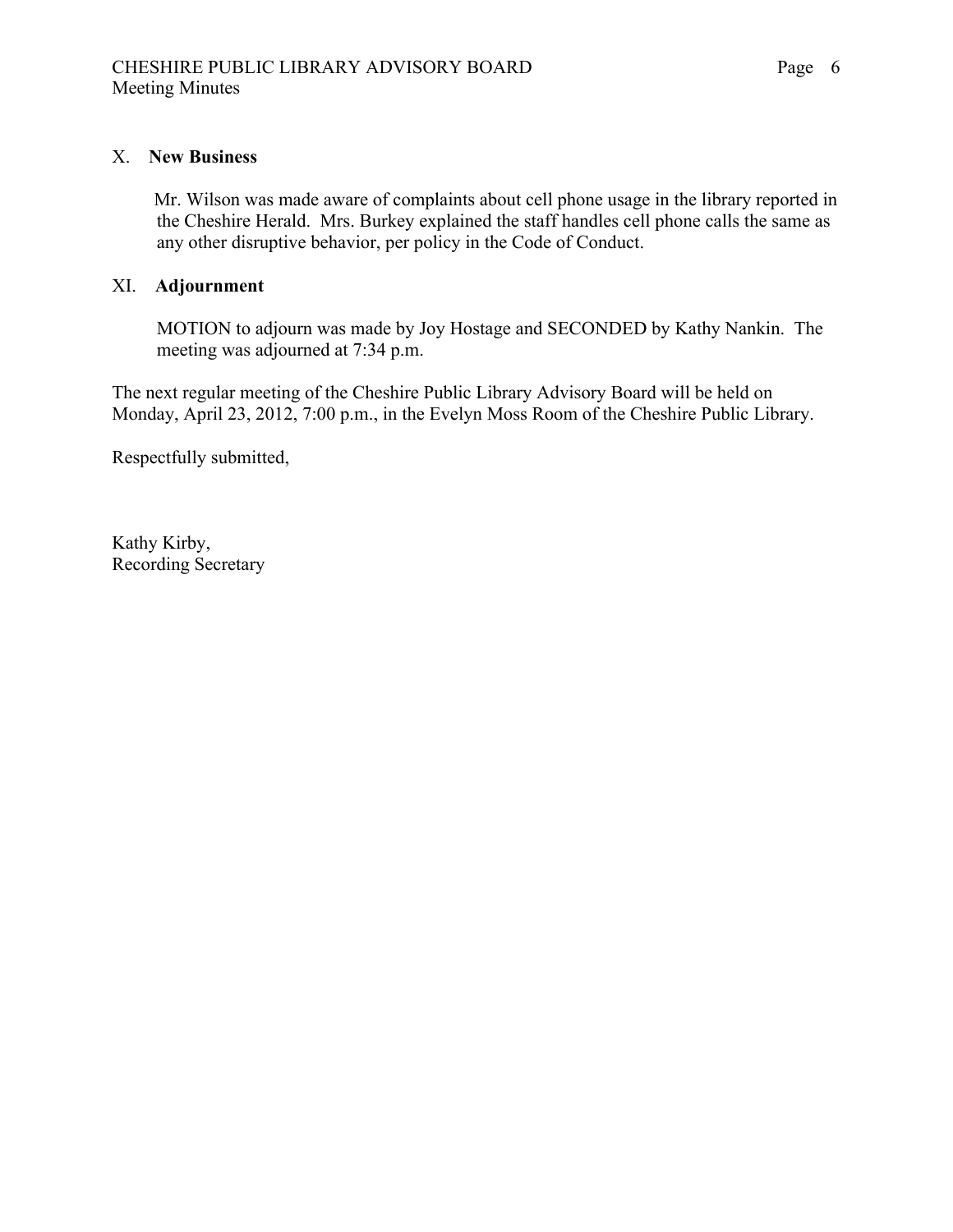## X. New Business

Mr. Wilson was made aware of complaints about cell phone usage in the library reported in the Cheshire Herald. Mrs. Burkey explained the staff handles cell phone calls the same as any other disruptive behavior, per policy in the Code of Conduct.

## XI. Adjournment

MOTION to adjourn was made by Joy Hostage and SECONDED by Kathy Nankin. The meeting was adjourned at 7:34 p.m.

The next regular meeting of the Cheshire Public Library Advisory Board will be held on Monday, April 23, 2012, 7:00 p.m., in the Evelyn Moss Room of the Cheshire Public Library.

Respectfully submitted,

Kathy Kirby,
Recording Secretary